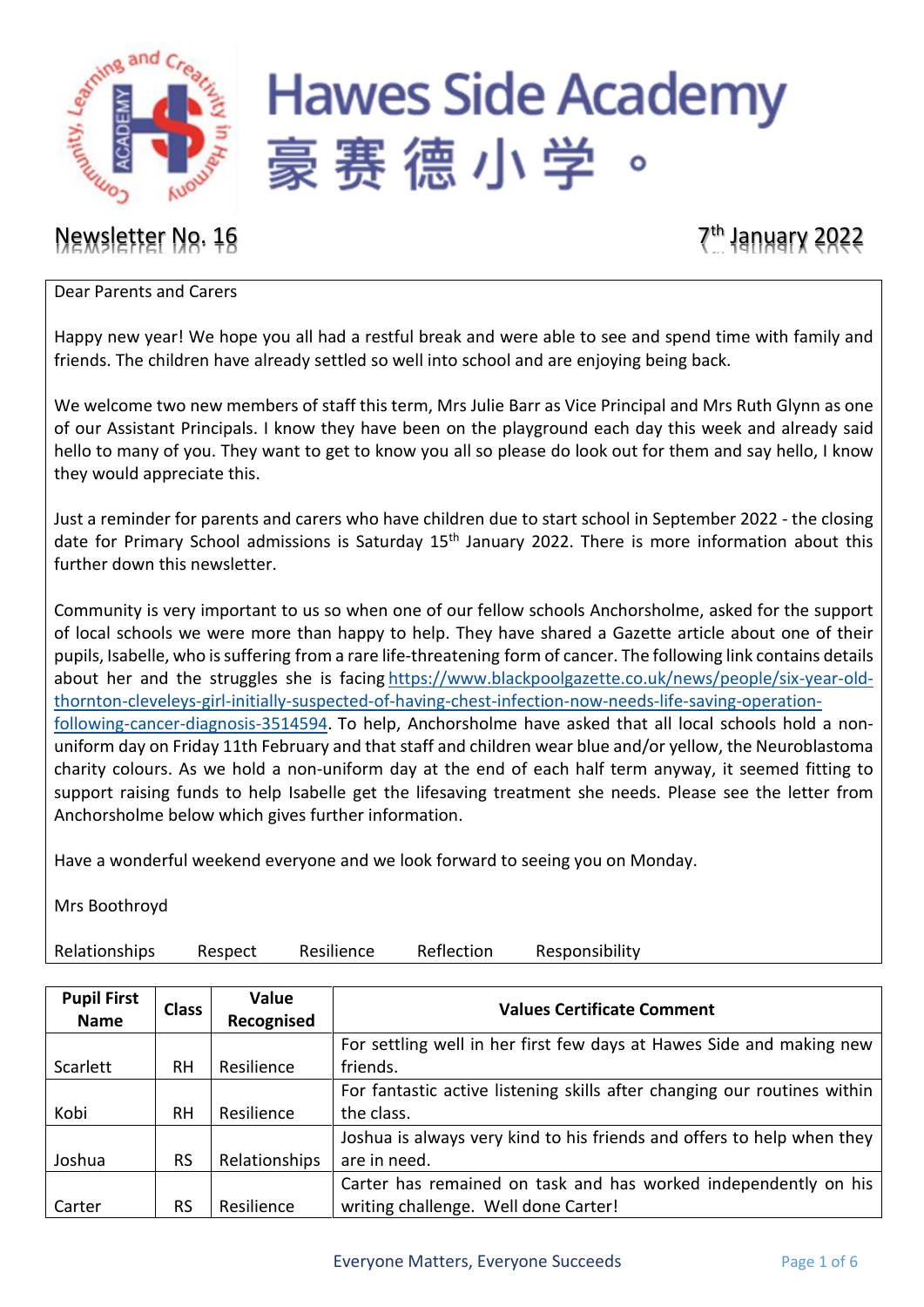# Hawes Side Academy

豪赛德小学 。

Newsletter No. 16

7th January 2022

Dear Parents and Carers

Happy new year! We hope you all had a restful break and were able to see and spend time with family and friends. The children have already settled so well into school and are enjoying being back.

We welcome two new members of staff this term, Mrs Julie Barr as Vice Principal and Mrs Ruth Glynn as one of our Assistant Principals. I know they have been on the playground each day this week and already said hello to many of you. They want to get to know you all so please do look out for them and say hello, I know they would appreciate this.

Just a reminder for parents and carers who have children due to start school in September 2022 - the closing date for Primary School admissions is Saturday 15th January 2022. There is more information about this further down this newsletter.

Community is very important to us so when one of our fellow schools Anchorsholme, asked for the support of local schools we were more than happy to help. They have shared a Gazette article about one of their pupils, Isabelle, who is suffering from a rare life-threatening form of cancer. The following link contains details about her and the struggles she is facing https://www.blackpoolgazette.co.uk/news/people/six-year-old-thornton-cleveleys-girl-initially-suspected-of-having-chest-infection-now-needs-life-saving-operation-following-cancer-diagnosis-3514594. To help, Anchorsholme have asked that all local schools hold a non-uniform day on Friday 11th February and that staff and children wear blue and/or yellow, the Neuroblastoma charity colours. As we hold a non-uniform day at the end of each half term anyway, it seemed fitting to support raising funds to help Isabelle get the lifesaving treatment she needs. Please see the letter from Anchorsholme below which gives further information.

Have a wonderful weekend everyone and we look forward to seeing you on Monday.

Mrs Boothroyd

Relationships    Respect    Resilience    Reflection    Responsibility

| Pupil First Name | Class | Value Recognised | Values Certificate Comment |
|---|---|---|---|
| Scarlett | RH | Resilience | For settling well in her first few days at Hawes Side and making new friends. |
| Kobi | RH | Resilience | For fantastic active listening skills after changing our routines within the class. |
| Joshua | RS | Relationships | Joshua is always very kind to his friends and offers to help when they are in need. |
| Carter | RS | Resilience | Carter has remained on task and has worked independently on his writing challenge. Well done Carter! |

Everyone Matters, Everyone Succeeds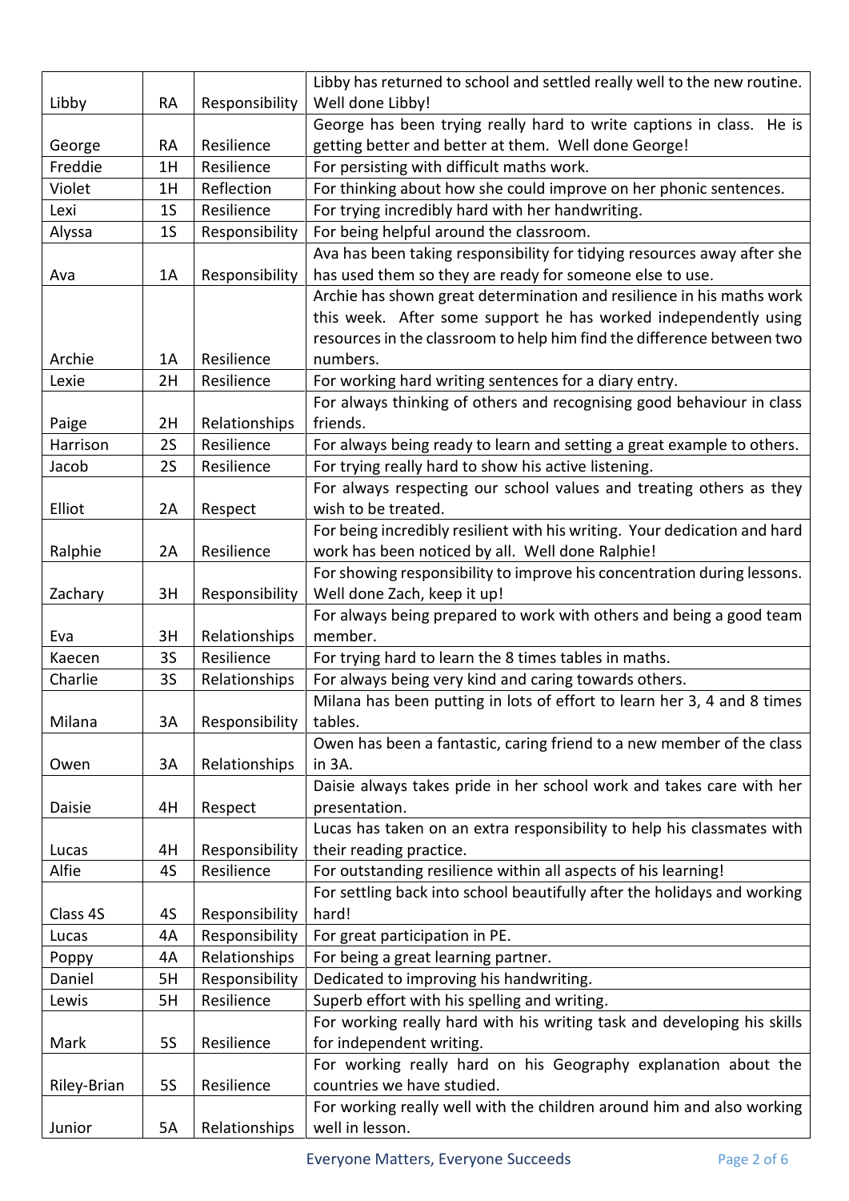| | | | |
|---|---|---|---|
| Libby | RA | Responsibility | Libby has returned to school and settled really well to the new routine. Well done Libby! |
| George | RA | Resilience | George has been trying really hard to write captions in class. He is getting better and better at them. Well done George! |
| Freddie | 1H | Resilience | For persisting with difficult maths work. |
| Violet | 1H | Reflection | For thinking about how she could improve on her phonic sentences. |
| Lexi | 1S | Resilience | For trying incredibly hard with her handwriting. |
| Alyssa | 1S | Responsibility | For being helpful around the classroom. |
| Ava | 1A | Responsibility | Ava has been taking responsibility for tidying resources away after she has used them so they are ready for someone else to use. |
| Archie | 1A | Resilience | Archie has shown great determination and resilience in his maths work this week. After some support he has worked independently using resources in the classroom to help him find the difference between two numbers. |
| Lexie | 2H | Resilience | For working hard writing sentences for a diary entry. |
| Paige | 2H | Relationships | For always thinking of others and recognising good behaviour in class friends. |
| Harrison | 2S | Resilience | For always being ready to learn and setting a great example to others. |
| Jacob | 2S | Resilience | For trying really hard to show his active listening. |
| Elliot | 2A | Respect | For always respecting our school values and treating others as they wish to be treated. |
| Ralphie | 2A | Resilience | For being incredibly resilient with his writing. Your dedication and hard work has been noticed by all. Well done Ralphie! |
| Zachary | 3H | Responsibility | For showing responsibility to improve his concentration during lessons. Well done Zach, keep it up! |
| Eva | 3H | Relationships | For always being prepared to work with others and being a good team member. |
| Kaecen | 3S | Resilience | For trying hard to learn the 8 times tables in maths. |
| Charlie | 3S | Relationships | For always being very kind and caring towards others. |
| Milana | 3A | Responsibility | Milana has been putting in lots of effort to learn her 3, 4 and 8 times tables. |
| Owen | 3A | Relationships | Owen has been a fantastic, caring friend to a new member of the class in 3A. |
| Daisie | 4H | Respect | Daisie always takes pride in her school work and takes care with her presentation. |
| Lucas | 4H | Responsibility | Lucas has taken on an extra responsibility to help his classmates with their reading practice. |
| Alfie | 4S | Resilience | For outstanding resilience within all aspects of his learning! |
| Class 4S | 4S | Responsibility | For settling back into school beautifully after the holidays and working hard! |
| Lucas | 4A | Responsibility | For great participation in PE. |
| Poppy | 4A | Relationships | For being a great learning partner. |
| Daniel | 5H | Responsibility | Dedicated to improving his handwriting. |
| Lewis | 5H | Resilience | Superb effort with his spelling and writing. |
| Mark | 5S | Resilience | For working really hard with his writing task and developing his skills for independent writing. |
| Riley-Brian | 5S | Resilience | For working really hard on his Geography explanation about the countries we have studied. |
| Junior | 5A | Relationships | For working really well with the children around him and also working well in lesson. |

Everyone Matters, Everyone Succeeds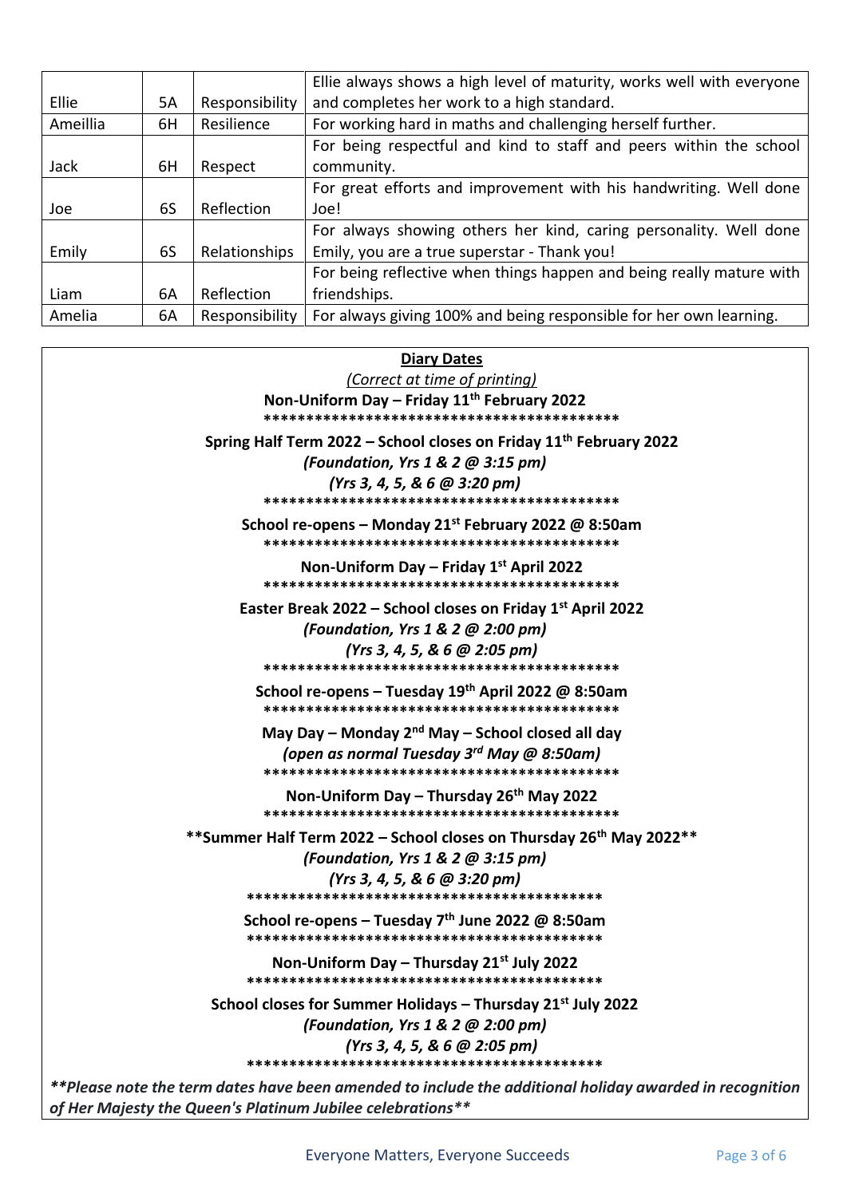| Ellie | 5A | Responsibility | Ellie always shows a high level of maturity, works well with everyone and completes her work to a high standard. |
|---|---|---|---|
| Ameillia | 6H | Resilience | For working hard in maths and challenging herself further. |
| Jack | 6H | Respect | For being respectful and kind to staff and peers within the school community. |
| Joe | 6S | Reflection | For great efforts and improvement with his handwriting. Well done Joe! |
| Emily | 6S | Relationships | For always showing others her kind, caring personality. Well done Emily, you are a true superstar - Thank you! |
| Liam | 6A | Reflection | For being reflective when things happen and being really mature with friendships. |
| Amelia | 6A | Responsibility | For always giving 100% and being responsible for her own learning. |

**Diary Dates**

*(Correct at time of printing)*

**Non-Uniform Day – Friday 11th February 2022**

\*\*\*\*\*\*\*\*\*\*\*\*\*\*\*\*\*\*\*\*\*\*\*\*\*\*\*\*\*\*\*\*\*\*\*\*\*\*\*\*\*\*

**Spring Half Term 2022 – School closes on Friday 11th February 2022**

***(Foundation, Yrs 1 & 2 @ 3:15 pm)***

***(Yrs 3, 4, 5, & 6 @ 3:20 pm)***

\*\*\*\*\*\*\*\*\*\*\*\*\*\*\*\*\*\*\*\*\*\*\*\*\*\*\*\*\*\*\*\*\*\*\*\*\*\*\*\*\*\*

**School re-opens – Monday 21st February 2022 @ 8:50am**

\*\*\*\*\*\*\*\*\*\*\*\*\*\*\*\*\*\*\*\*\*\*\*\*\*\*\*\*\*\*\*\*\*\*\*\*\*\*\*\*\*\*

**Non-Uniform Day – Friday 1st April 2022**

\*\*\*\*\*\*\*\*\*\*\*\*\*\*\*\*\*\*\*\*\*\*\*\*\*\*\*\*\*\*\*\*\*\*\*\*\*\*\*\*\*\*

**Easter Break 2022 – School closes on Friday 1st April 2022**

***(Foundation, Yrs 1 & 2 @ 2:00 pm)***

***(Yrs 3, 4, 5, & 6 @ 2:05 pm)***

\*\*\*\*\*\*\*\*\*\*\*\*\*\*\*\*\*\*\*\*\*\*\*\*\*\*\*\*\*\*\*\*\*\*\*\*\*\*\*\*\*\*

**School re-opens – Tuesday 19th April 2022 @ 8:50am**

\*\*\*\*\*\*\*\*\*\*\*\*\*\*\*\*\*\*\*\*\*\*\*\*\*\*\*\*\*\*\*\*\*\*\*\*\*\*\*\*\*\*

**May Day – Monday 2nd May – School closed all day**

***(open as normal Tuesday 3rd May @ 8:50am)***

\*\*\*\*\*\*\*\*\*\*\*\*\*\*\*\*\*\*\*\*\*\*\*\*\*\*\*\*\*\*\*\*\*\*\*\*\*\*\*\*\*\*

**Non-Uniform Day – Thursday 26th May 2022**

\*\*\*\*\*\*\*\*\*\*\*\*\*\*\*\*\*\*\*\*\*\*\*\*\*\*\*\*\*\*\*\*\*\*\*\*\*\*\*\*\*\*

**\*\*Summer Half Term 2022 – School closes on Thursday 26th May 2022\*\***

***(Foundation, Yrs 1 & 2 @ 3:15 pm)***

***(Yrs 3, 4, 5, & 6 @ 3:20 pm)***

\*\*\*\*\*\*\*\*\*\*\*\*\*\*\*\*\*\*\*\*\*\*\*\*\*\*\*\*\*\*\*\*\*\*\*\*\*\*\*\*\*\*

**School re-opens – Tuesday 7th June 2022 @ 8:50am**

\*\*\*\*\*\*\*\*\*\*\*\*\*\*\*\*\*\*\*\*\*\*\*\*\*\*\*\*\*\*\*\*\*\*\*\*\*\*\*\*\*\*

**Non-Uniform Day – Thursday 21st July 2022**

\*\*\*\*\*\*\*\*\*\*\*\*\*\*\*\*\*\*\*\*\*\*\*\*\*\*\*\*\*\*\*\*\*\*\*\*\*\*\*\*\*\*

**School closes for Summer Holidays – Thursday 21st July 2022**

***(Foundation, Yrs 1 & 2 @ 2:00 pm)***

***(Yrs 3, 4, 5, & 6 @ 2:05 pm)***

\*\*\*\*\*\*\*\*\*\*\*\*\*\*\*\*\*\*\*\*\*\*\*\*\*\*\*\*\*\*\*\*\*\*\*\*\*\*\*\*\*\*

***\*\*Please note the term dates have been amended to include the additional holiday awarded in recognition of Her Majesty the Queen's Platinum Jubilee celebrations\*\****

Everyone Matters, Everyone Succeeds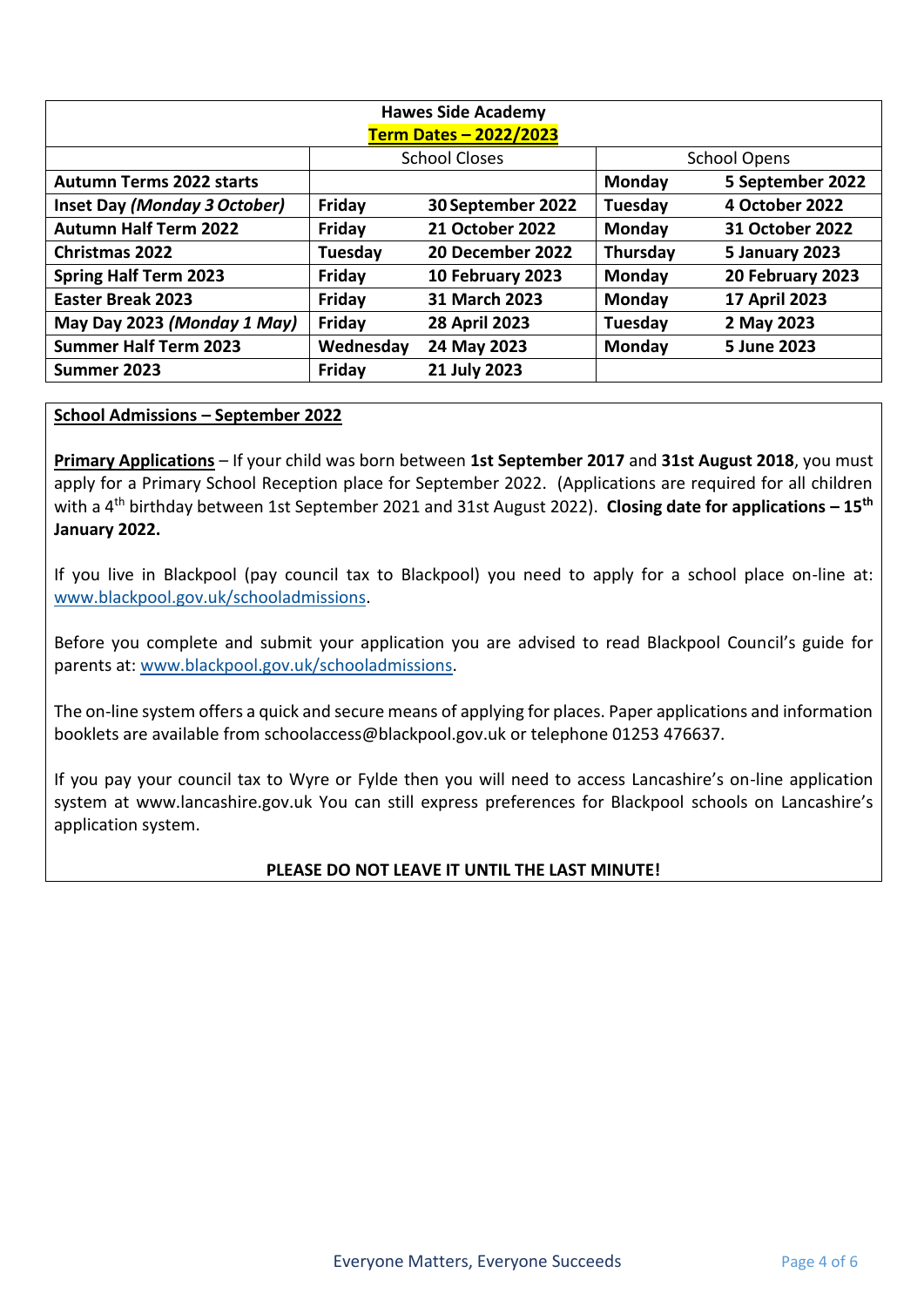| Hawes Side Academy<br>**Term Dates – 2022/2023** | | | | |
|---|---|---|---|---|
| | School Closes | | School Opens | |
| **Autumn Terms 2022 starts** | | | **Monday** | **5 September 2022** |
| **Inset Day *(Monday 3 October)*** | **Friday** | **30 September 2022** | **Tuesday** | **4 October 2022** |
| **Autumn Half Term 2022** | **Friday** | **21 October 2022** | **Monday** | **31 October 2022** |
| **Christmas 2022** | **Tuesday** | **20 December 2022** | **Thursday** | **5 January 2023** |
| **Spring Half Term 2023** | **Friday** | **10 February 2023** | **Monday** | **20 February 2023** |
| **Easter Break 2023** | **Friday** | **31 March 2023** | **Monday** | **17 April 2023** |
| **May Day 2023 *(Monday 1 May)*** | **Friday** | **28 April 2023** | **Tuesday** | **2 May 2023** |
| **Summer Half Term 2023** | **Wednesday** | **24 May 2023** | **Monday** | **5 June 2023** |
| **Summer 2023** | **Friday** | **21 July 2023** | | |

## School Admissions – September 2022

**Primary Applications** – If your child was born between **1st September 2017** and **31st August 2018**, you must apply for a Primary School Reception place for September 2022. (Applications are required for all children with a 4th birthday between 1st September 2021 and 31st August 2022). **Closing date for applications – 15th January 2022.**

If you live in Blackpool (pay council tax to Blackpool) you need to apply for a school place on-line at: www.blackpool.gov.uk/schooladmissions.

Before you complete and submit your application you are advised to read Blackpool Council's guide for parents at: www.blackpool.gov.uk/schooladmissions.

The on-line system offers a quick and secure means of applying for places. Paper applications and information booklets are available from schoolaccess@blackpool.gov.uk or telephone 01253 476637.

If you pay your council tax to Wyre or Fylde then you will need to access Lancashire's on-line application system at www.lancashire.gov.uk You can still express preferences for Blackpool schools on Lancashire's application system.

**PLEASE DO NOT LEAVE IT UNTIL THE LAST MINUTE!**

Everyone Matters, Everyone Succeeds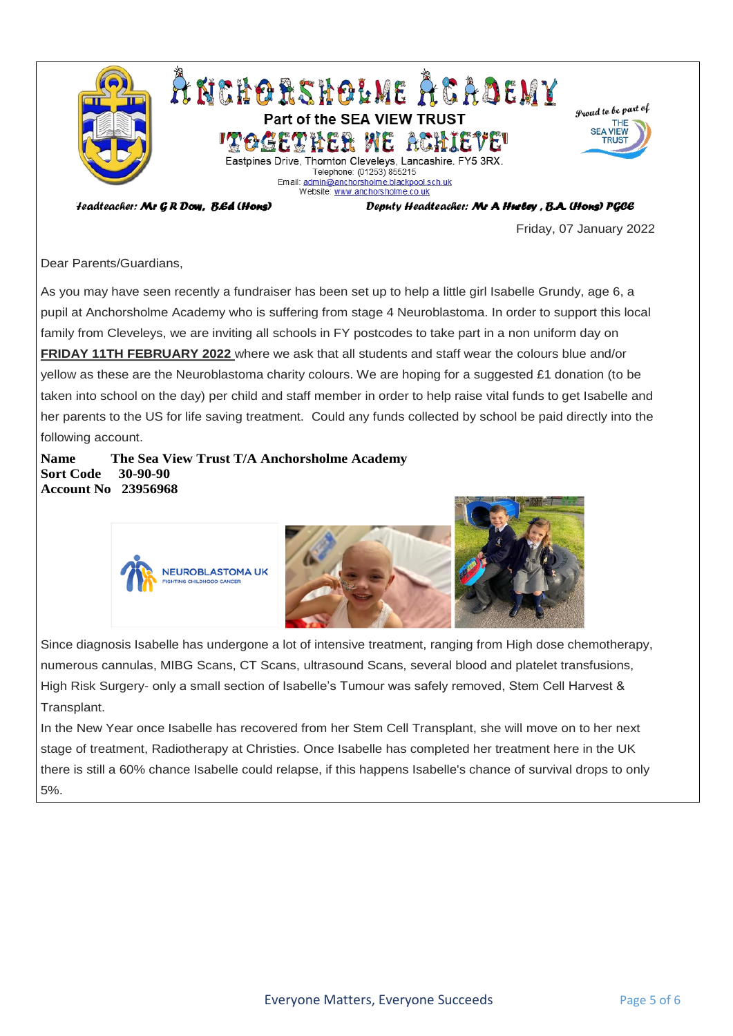# ANCHORSHOLME ACADEMY

**Part of the SEA VIEW TRUST**

**'TOGETHER WE ACHIEVE'**

Eastpines Drive, Thornton Cleveleys, Lancashire. FY5 3RX.
Telephone: (01253) 855215
Email: admin@anchorsholme.blackpool.sch.uk
Website: www.anchorsholme.co.uk

*Proud to be part of* THE SEA VIEW TRUST

***Headteacher: Mr G R Dow, B.Ed (Hons)*** ***Deputy Headteacher: Mr A Hurley , B.A. (Hons) PGCE***

Friday, 07 January 2022

Dear Parents/Guardians,

As you may have seen recently a fundraiser has been set up to help a little girl Isabelle Grundy, age 6, a pupil at Anchorsholme Academy who is suffering from stage 4 Neuroblastoma. In order to support this local family from Cleveleys, we are inviting all schools in FY postcodes to take part in a non uniform day on **FRIDAY 11TH FEBRUARY 2022** where we ask that all students and staff wear the colours blue and/or yellow as these are the Neuroblastoma charity colours. We are hoping for a suggested £1 donation (to be taken into school on the day) per child and staff member in order to help raise vital funds to get Isabelle and her parents to the US for life saving treatment. Could any funds collected by school be paid directly into the following account.

**Name** **The Sea View Trust T/A Anchorsholme Academy**
**Sort Code** **30-90-90**
**Account No** **23956968**

NEUROBLASTOMA UK
FIGHTING CHILDHOOD CANCER

Since diagnosis Isabelle has undergone a lot of intensive treatment, ranging from High dose chemotherapy, numerous cannulas, MIBG Scans, CT Scans, ultrasound Scans, several blood and platelet transfusions, High Risk Surgery- only a small section of Isabelle's Tumour was safely removed, Stem Cell Harvest & Transplant.

In the New Year once Isabelle has recovered from her Stem Cell Transplant, she will move on to her next stage of treatment, Radiotherapy at Christies. Once Isabelle has completed her treatment here in the UK there is still a 60% chance Isabelle could relapse, if this happens Isabelle's chance of survival drops to only 5%.

Everyone Matters, Everyone Succeeds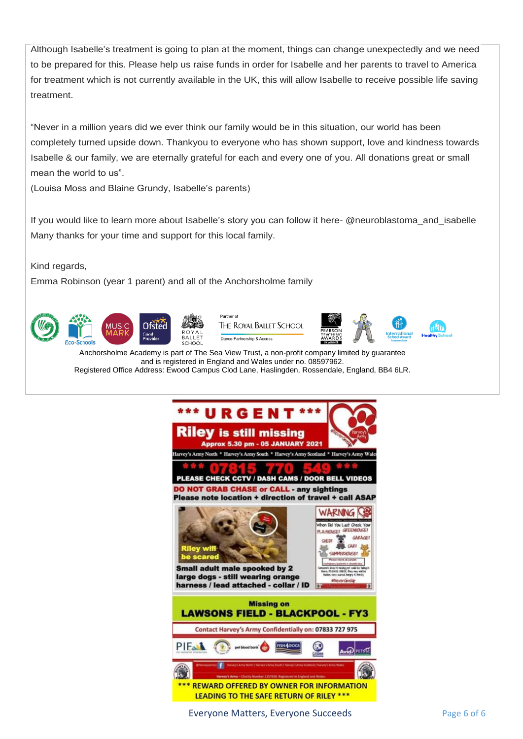Although Isabelle's treatment is going to plan at the moment, things can change unexpectedly and we need to be prepared for this. Please help us raise funds in order for Isabelle and her parents to travel to America for treatment which is not currently available in the UK, this will allow Isabelle to receive possible life saving treatment.

"Never in a million years did we ever think our family would be in this situation, our world has been completely turned upside down. Thankyou to everyone who has shown support, love and kindness towards Isabelle & our family, we are eternally grateful for each and every one of you. All donations great or small mean the world to us".

(Louisa Moss and Blaine Grundy, Isabelle's parents)

If you would like to learn more about Isabelle's story you can follow it here- @neuroblastoma_and_isabelle

Many thanks for your time and support for this local family.

Kind regards,

Emma Robinson (year 1 parent) and all of the Anchorsholme family

Anchorsholme Academy is part of The Sea View Trust, a non-profit company limited by guarantee and is registered in England and Wales under no. 08597962.
Registered Office Address: Ewood Campus Clod Lane, Haslingden, Rossendale, England, BB4 6LR.

*** URGENT ***

**Riley is still missing**

Approx 5.30 pm - 05 JANUARY 2021

Harvey's Army North * Harvey's Army South * Harvey's Army Scotland * Harvey's Army Wales

*** 07815 770 549 ***

PLEASE CHECK CCTV / DASH CAMS / DOOR BELL VIDEOS

DO NOT GRAB CHASE or CALL - any sightings
Please note location + direction of travel + call ASAP

Riley will be scared

Small adult male spooked by 2 large dogs - still wearing orange harness / lead attached - collar / ID

Missing on
LAWSONS FIELD - BLACKPOOL - FY3

Contact Harvey's Army Confidentially on: 07833 727 975

*** REWARD OFFERED BY OWNER FOR INFORMATION LEADING TO THE SAFE RETURN OF RILEY ***

Everyone Matters, Everyone Succeeds